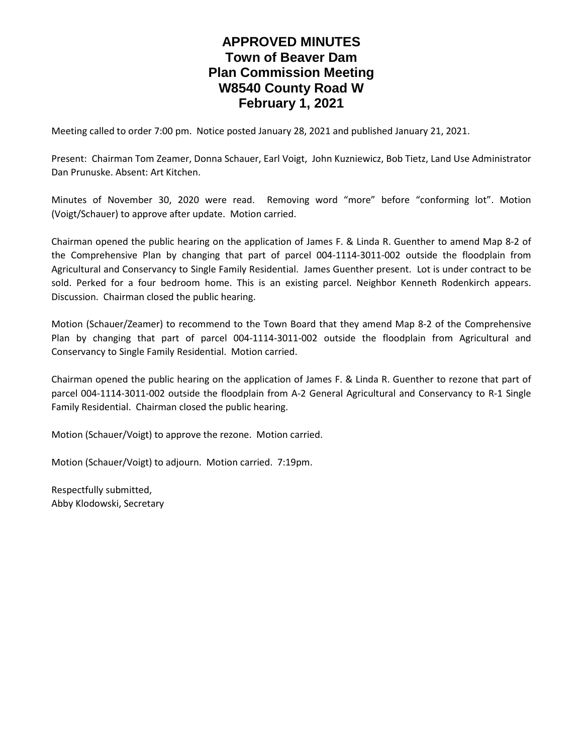# APPROVED MINUTES
# Town of Beaver Dam
# Plan Commission Meeting
# W8540 County Road W
# February 1, 2021

Meeting called to order 7:00 pm. Notice posted January 28, 2021 and published January 21, 2021.

Present: Chairman Tom Zeamer, Donna Schauer, Earl Voigt, John Kuzniewicz, Bob Tietz, Land Use Administrator Dan Prunuske. Absent: Art Kitchen.

Minutes of November 30, 2020 were read. Removing word "more" before "conforming lot". Motion (Voigt/Schauer) to approve after update. Motion carried.

Chairman opened the public hearing on the application of James F. & Linda R. Guenther to amend Map 8-2 of the Comprehensive Plan by changing that part of parcel 004-1114-3011-002 outside the floodplain from Agricultural and Conservancy to Single Family Residential. James Guenther present. Lot is under contract to be sold. Perked for a four bedroom home. This is an existing parcel. Neighbor Kenneth Rodenkirch appears. Discussion. Chairman closed the public hearing.

Motion (Schauer/Zeamer) to recommend to the Town Board that they amend Map 8-2 of the Comprehensive Plan by changing that part of parcel 004-1114-3011-002 outside the floodplain from Agricultural and Conservancy to Single Family Residential. Motion carried.

Chairman opened the public hearing on the application of James F. & Linda R. Guenther to rezone that part of parcel 004-1114-3011-002 outside the floodplain from A-2 General Agricultural and Conservancy to R-1 Single Family Residential. Chairman closed the public hearing.

Motion (Schauer/Voigt) to approve the rezone. Motion carried.

Motion (Schauer/Voigt) to adjourn. Motion carried. 7:19pm.

Respectfully submitted,
Abby Klodowski, Secretary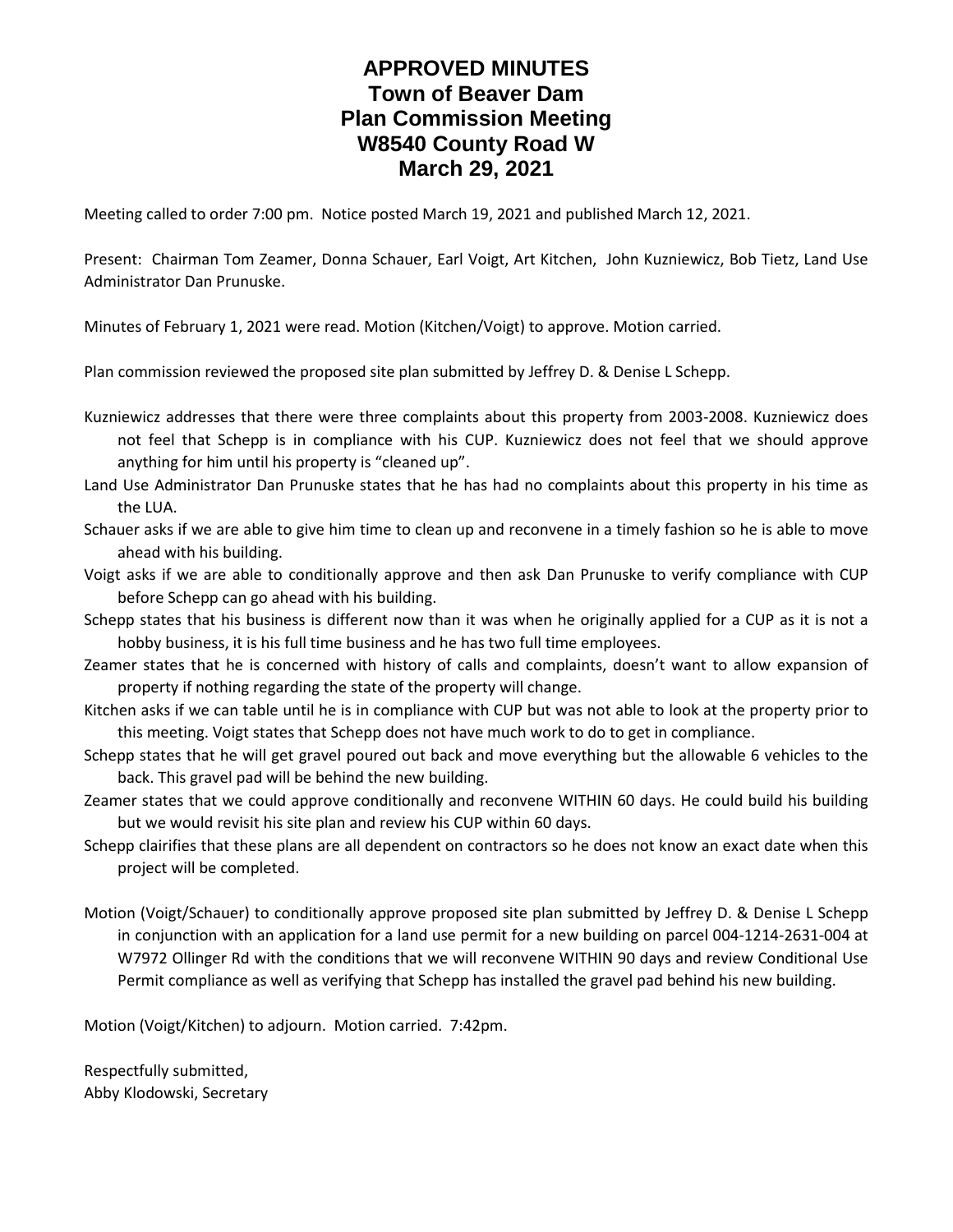# APPROVED MINUTES
# Town of Beaver Dam
# Plan Commission Meeting
# W8540 County Road W
# March 29, 2021

Meeting called to order 7:00 pm. Notice posted March 19, 2021 and published March 12, 2021.

Present: Chairman Tom Zeamer, Donna Schauer, Earl Voigt, Art Kitchen, John Kuzniewicz, Bob Tietz, Land Use Administrator Dan Prunuske.

Minutes of February 1, 2021 were read. Motion (Kitchen/Voigt) to approve. Motion carried.

Plan commission reviewed the proposed site plan submitted by Jeffrey D. & Denise L Schepp.

Kuzniewicz addresses that there were three complaints about this property from 2003-2008. Kuzniewicz does not feel that Schepp is in compliance with his CUP. Kuzniewicz does not feel that we should approve anything for him until his property is "cleaned up".

Land Use Administrator Dan Prunuske states that he has had no complaints about this property in his time as the LUA.

Schauer asks if we are able to give him time to clean up and reconvene in a timely fashion so he is able to move ahead with his building.

Voigt asks if we are able to conditionally approve and then ask Dan Prunuske to verify compliance with CUP before Schepp can go ahead with his building.

Schepp states that his business is different now than it was when he originally applied for a CUP as it is not a hobby business, it is his full time business and he has two full time employees.

Zeamer states that he is concerned with history of calls and complaints, doesn't want to allow expansion of property if nothing regarding the state of the property will change.

Kitchen asks if we can table until he is in compliance with CUP but was not able to look at the property prior to this meeting. Voigt states that Schepp does not have much work to do to get in compliance.

Schepp states that he will get gravel poured out back and move everything but the allowable 6 vehicles to the back. This gravel pad will be behind the new building.

Zeamer states that we could approve conditionally and reconvene WITHIN 60 days. He could build his building but we would revisit his site plan and review his CUP within 60 days.

Schepp clairifies that these plans are all dependent on contractors so he does not know an exact date when this project will be completed.

Motion (Voigt/Schauer) to conditionally approve proposed site plan submitted by Jeffrey D. & Denise L Schepp in conjunction with an application for a land use permit for a new building on parcel 004-1214-2631-004 at W7972 Ollinger Rd with the conditions that we will reconvene WITHIN 90 days and review Conditional Use Permit compliance as well as verifying that Schepp has installed the gravel pad behind his new building.

Motion (Voigt/Kitchen) to adjourn. Motion carried. 7:42pm.

Respectfully submitted,
Abby Klodowski, Secretary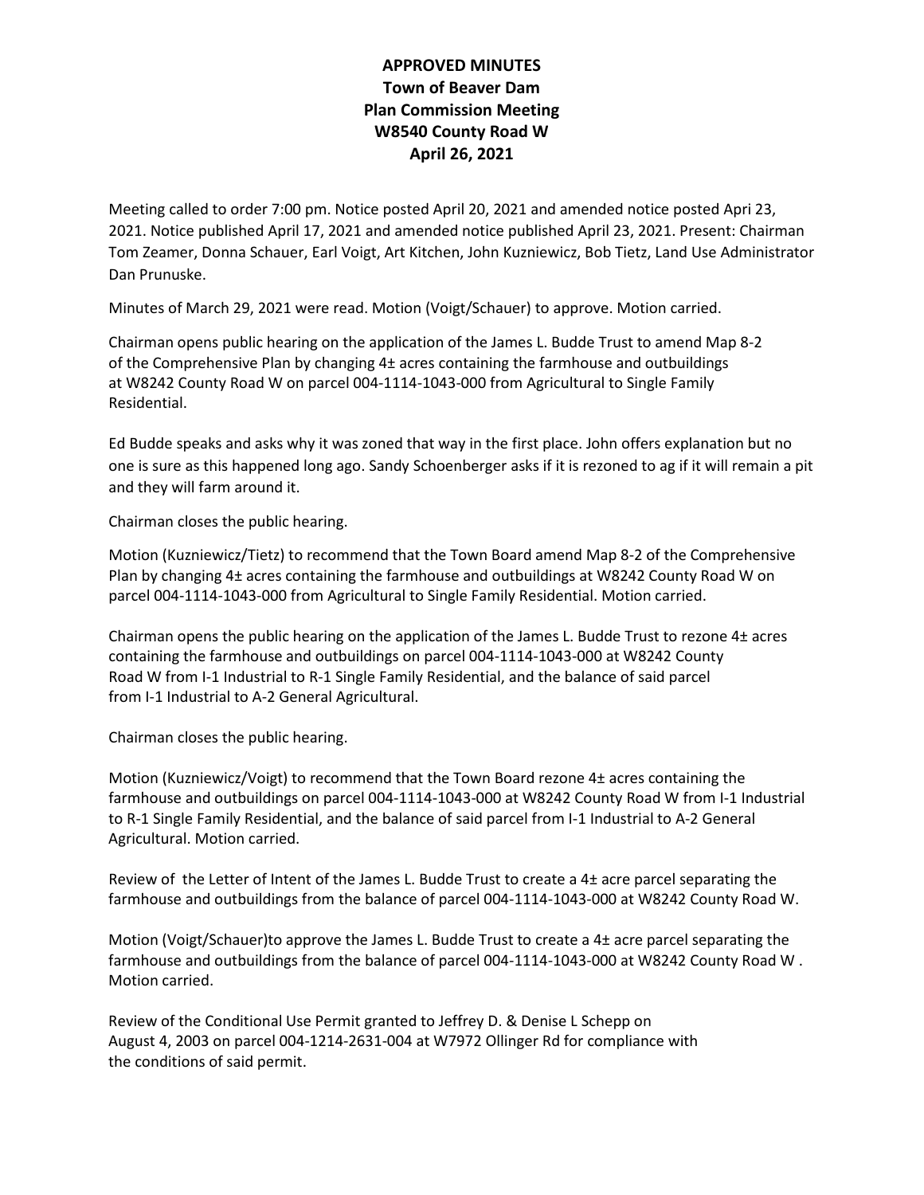**APPROVED MINUTES**
**Town of Beaver Dam**
**Plan Commission Meeting**
**W8540 County Road W**
**April 26, 2021**

Meeting called to order 7:00 pm. Notice posted April 20, 2021 and amended notice posted Apri 23, 2021. Notice published April 17, 2021 and amended notice published April 23, 2021. Present: Chairman Tom Zeamer, Donna Schauer, Earl Voigt, Art Kitchen, John Kuzniewicz, Bob Tietz, Land Use Administrator Dan Prunuske.

Minutes of March 29, 2021 were read. Motion (Voigt/Schauer) to approve. Motion carried.

Chairman opens public hearing on the application of the James L. Budde Trust to amend Map 8-2 of the Comprehensive Plan by changing 4± acres containing the farmhouse and outbuildings at W8242 County Road W on parcel 004-1114-1043-000 from Agricultural to Single Family Residential.

Ed Budde speaks and asks why it was zoned that way in the first place. John offers explanation but no one is sure as this happened long ago. Sandy Schoenberger asks if it is rezoned to ag if it will remain a pit and they will farm around it.

Chairman closes the public hearing.

Motion (Kuzniewicz/Tietz) to recommend that the Town Board amend Map 8-2 of the Comprehensive Plan by changing 4± acres containing the farmhouse and outbuildings at W8242 County Road W on parcel 004-1114-1043-000 from Agricultural to Single Family Residential. Motion carried.

Chairman opens the public hearing on the application of the James L. Budde Trust to rezone 4± acres containing the farmhouse and outbuildings on parcel 004-1114-1043-000 at W8242 County Road W from I-1 Industrial to R-1 Single Family Residential, and the balance of said parcel from I-1 Industrial to A-2 General Agricultural.

Chairman closes the public hearing.

Motion (Kuzniewicz/Voigt) to recommend that the Town Board rezone 4± acres containing the farmhouse and outbuildings on parcel 004-1114-1043-000 at W8242 County Road W from I-1 Industrial to R-1 Single Family Residential, and the balance of said parcel from I-1 Industrial to A-2 General Agricultural. Motion carried.

Review of the Letter of Intent of the James L. Budde Trust to create a 4± acre parcel separating the farmhouse and outbuildings from the balance of parcel 004-1114-1043-000 at W8242 County Road W.

Motion (Voigt/Schauer)to approve the James L. Budde Trust to create a 4± acre parcel separating the farmhouse and outbuildings from the balance of parcel 004-1114-1043-000 at W8242 County Road W . Motion carried.

Review of the Conditional Use Permit granted to Jeffrey D. & Denise L Schepp on August 4, 2003 on parcel 004-1214-2631-004 at W7972 Ollinger Rd for compliance with the conditions of said permit.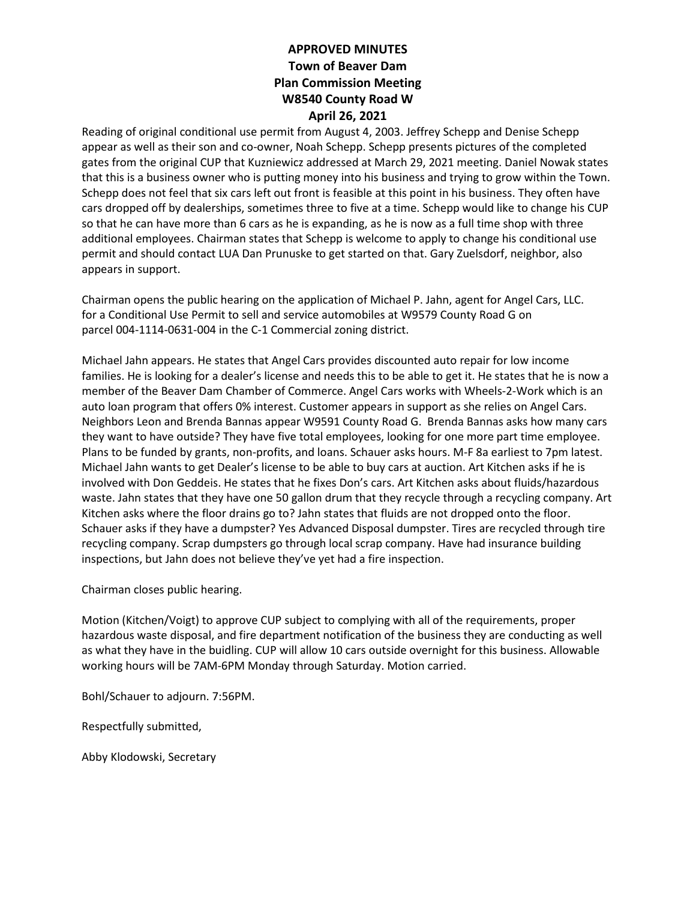**APPROVED MINUTES**
**Town of Beaver Dam**
**Plan Commission Meeting**
**W8540 County Road W**
**April 26, 2021**

Reading of original conditional use permit from August 4, 2003. Jeffrey Schepp and Denise Schepp appear as well as their son and co-owner, Noah Schepp. Schepp presents pictures of the completed gates from the original CUP that Kuzniewicz addressed at March 29, 2021 meeting. Daniel Nowak states that this is a business owner who is putting money into his business and trying to grow within the Town. Schepp does not feel that six cars left out front is feasible at this point in his business. They often have cars dropped off by dealerships, sometimes three to five at a time. Schepp would like to change his CUP so that he can have more than 6 cars as he is expanding, as he is now as a full time shop with three additional employees. Chairman states that Schepp is welcome to apply to change his conditional use permit and should contact LUA Dan Prunuske to get started on that. Gary Zuelsdorf, neighbor, also appears in support.

Chairman opens the public hearing on the application of Michael P. Jahn, agent for Angel Cars, LLC. for a Conditional Use Permit to sell and service automobiles at W9579 County Road G on parcel 004-1114-0631-004 in the C-1 Commercial zoning district.

Michael Jahn appears. He states that Angel Cars provides discounted auto repair for low income families. He is looking for a dealer's license and needs this to be able to get it. He states that he is now a member of the Beaver Dam Chamber of Commerce. Angel Cars works with Wheels-2-Work which is an auto loan program that offers 0% interest. Customer appears in support as she relies on Angel Cars. Neighbors Leon and Brenda Bannas appear W9591 County Road G. Brenda Bannas asks how many cars they want to have outside? They have five total employees, looking for one more part time employee. Plans to be funded by grants, non-profits, and loans. Schauer asks hours. M-F 8a earliest to 7pm latest. Michael Jahn wants to get Dealer's license to be able to buy cars at auction. Art Kitchen asks if he is involved with Don Geddeis. He states that he fixes Don's cars. Art Kitchen asks about fluids/hazardous waste. Jahn states that they have one 50 gallon drum that they recycle through a recycling company. Art Kitchen asks where the floor drains go to? Jahn states that fluids are not dropped onto the floor. Schauer asks if they have a dumpster? Yes Advanced Disposal dumpster. Tires are recycled through tire recycling company. Scrap dumpsters go through local scrap company. Have had insurance building inspections, but Jahn does not believe they've yet had a fire inspection.

Chairman closes public hearing.

Motion (Kitchen/Voigt) to approve CUP subject to complying with all of the requirements, proper hazardous waste disposal, and fire department notification of the business they are conducting as well as what they have in the buidling. CUP will allow 10 cars outside overnight for this business. Allowable working hours will be 7AM-6PM Monday through Saturday. Motion carried.

Bohl/Schauer to adjourn. 7:56PM.

Respectfully submitted,

Abby Klodowski, Secretary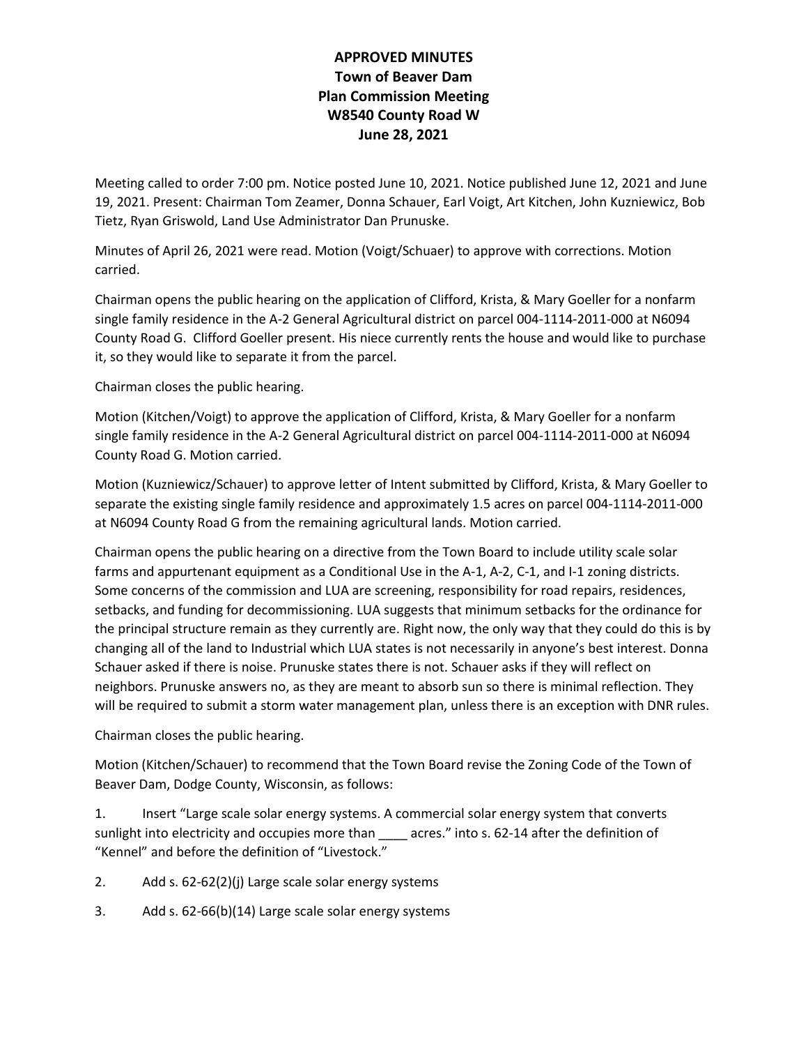**APPROVED MINUTES**
**Town of Beaver Dam**
**Plan Commission Meeting**
**W8540 County Road W**
**June 28, 2021**

Meeting called to order 7:00 pm. Notice posted June 10, 2021. Notice published June 12, 2021 and June 19, 2021. Present: Chairman Tom Zeamer, Donna Schauer, Earl Voigt, Art Kitchen, John Kuzniewicz, Bob Tietz, Ryan Griswold, Land Use Administrator Dan Prunuske.

Minutes of April 26, 2021 were read. Motion (Voigt/Schuaer) to approve with corrections. Motion carried.

Chairman opens the public hearing on the application of Clifford, Krista, & Mary Goeller for a nonfarm single family residence in the A-2 General Agricultural district on parcel 004-1114-2011-000 at N6094 County Road G. Clifford Goeller present. His niece currently rents the house and would like to purchase it, so they would like to separate it from the parcel.

Chairman closes the public hearing.

Motion (Kitchen/Voigt) to approve the application of Clifford, Krista, & Mary Goeller for a nonfarm single family residence in the A-2 General Agricultural district on parcel 004-1114-2011-000 at N6094 County Road G. Motion carried.

Motion (Kuzniewicz/Schauer) to approve letter of Intent submitted by Clifford, Krista, & Mary Goeller to separate the existing single family residence and approximately 1.5 acres on parcel 004-1114-2011-000 at N6094 County Road G from the remaining agricultural lands. Motion carried.

Chairman opens the public hearing on a directive from the Town Board to include utility scale solar farms and appurtenant equipment as a Conditional Use in the A-1, A-2, C-1, and I-1 zoning districts. Some concerns of the commission and LUA are screening, responsibility for road repairs, residences, setbacks, and funding for decommissioning. LUA suggests that minimum setbacks for the ordinance for the principal structure remain as they currently are. Right now, the only way that they could do this is by changing all of the land to Industrial which LUA states is not necessarily in anyone's best interest. Donna Schauer asked if there is noise. Prunuske states there is not. Schauer asks if they will reflect on neighbors. Prunuske answers no, as they are meant to absorb sun so there is minimal reflection. They will be required to submit a storm water management plan, unless there is an exception with DNR rules.

Chairman closes the public hearing.

Motion (Kitchen/Schauer) to recommend that the Town Board revise the Zoning Code of the Town of Beaver Dam, Dodge County, Wisconsin, as follows:

1. Insert "Large scale solar energy systems. A commercial solar energy system that converts sunlight into electricity and occupies more than ____ acres." into s. 62-14 after the definition of "Kennel" and before the definition of "Livestock."
2. Add s. 62-62(2)(j) Large scale solar energy systems
3. Add s. 62-66(b)(14) Large scale solar energy systems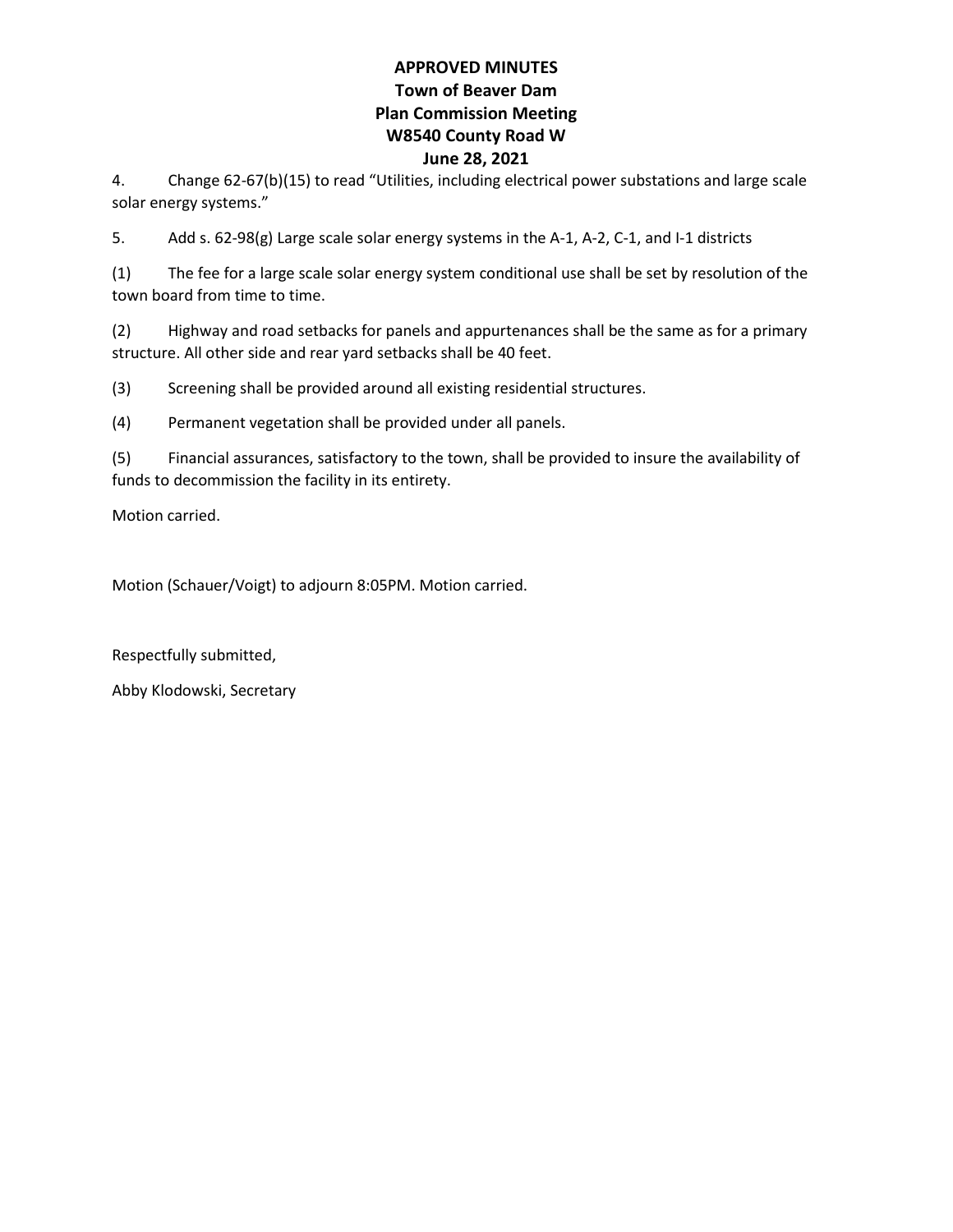**APPROVED MINUTES**
**Town of Beaver Dam**
**Plan Commission Meeting**
**W8540 County Road W**
**June 28, 2021**

4. Change 62-67(b)(15) to read "Utilities, including electrical power substations and large scale solar energy systems."

5. Add s. 62-98(g) Large scale solar energy systems in the A-1, A-2, C-1, and I-1 districts

(1) The fee for a large scale solar energy system conditional use shall be set by resolution of the town board from time to time.

(2) Highway and road setbacks for panels and appurtenances shall be the same as for a primary structure. All other side and rear yard setbacks shall be 40 feet.

(3) Screening shall be provided around all existing residential structures.

(4) Permanent vegetation shall be provided under all panels.

(5) Financial assurances, satisfactory to the town, shall be provided to insure the availability of funds to decommission the facility in its entirety.

Motion carried.

Motion (Schauer/Voigt) to adjourn 8:05PM. Motion carried.

Respectfully submitted,

Abby Klodowski, Secretary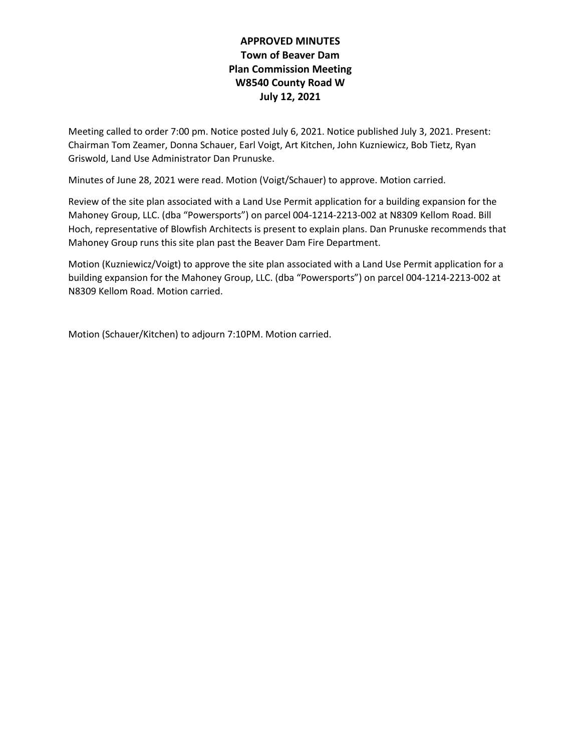# APPROVED MINUTES
# Town of Beaver Dam
# Plan Commission Meeting
# W8540 County Road W
# July 12, 2021

Meeting called to order 7:00 pm. Notice posted July 6, 2021. Notice published July 3, 2021. Present: Chairman Tom Zeamer, Donna Schauer, Earl Voigt, Art Kitchen, John Kuzniewicz, Bob Tietz, Ryan Griswold, Land Use Administrator Dan Prunuske.

Minutes of June 28, 2021 were read. Motion (Voigt/Schauer) to approve. Motion carried.

Review of the site plan associated with a Land Use Permit application for a building expansion for the Mahoney Group, LLC. (dba "Powersports") on parcel 004-1214-2213-002 at N8309 Kellom Road. Bill Hoch, representative of Blowfish Architects is present to explain plans. Dan Prunuske recommends that Mahoney Group runs this site plan past the Beaver Dam Fire Department.

Motion (Kuzniewicz/Voigt) to approve the site plan associated with a Land Use Permit application for a building expansion for the Mahoney Group, LLC. (dba "Powersports") on parcel 004-1214-2213-002 at N8309 Kellom Road. Motion carried.

Motion (Schauer/Kitchen) to adjourn 7:10PM. Motion carried.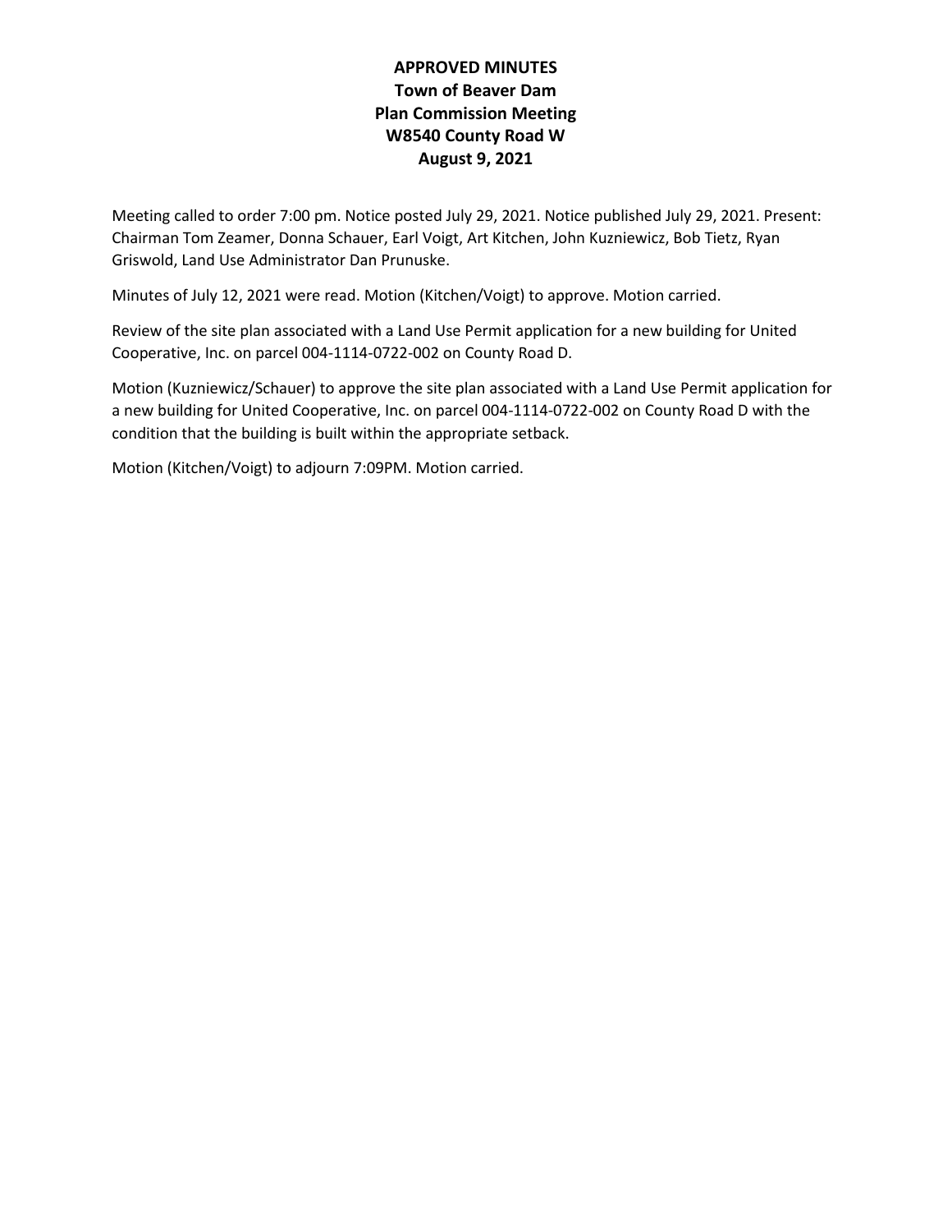# APPROVED MINUTES
# Town of Beaver Dam
# Plan Commission Meeting
# W8540 County Road W
# August 9, 2021

Meeting called to order 7:00 pm. Notice posted July 29, 2021. Notice published July 29, 2021. Present: Chairman Tom Zeamer, Donna Schauer, Earl Voigt, Art Kitchen, John Kuzniewicz, Bob Tietz, Ryan Griswold, Land Use Administrator Dan Prunuske.

Minutes of July 12, 2021 were read. Motion (Kitchen/Voigt) to approve. Motion carried.

Review of the site plan associated with a Land Use Permit application for a new building for United Cooperative, Inc. on parcel 004-1114-0722-002 on County Road D.

Motion (Kuzniewicz/Schauer) to approve the site plan associated with a Land Use Permit application for a new building for United Cooperative, Inc. on parcel 004-1114-0722-002 on County Road D with the condition that the building is built within the appropriate setback.

Motion (Kitchen/Voigt) to adjourn 7:09PM. Motion carried.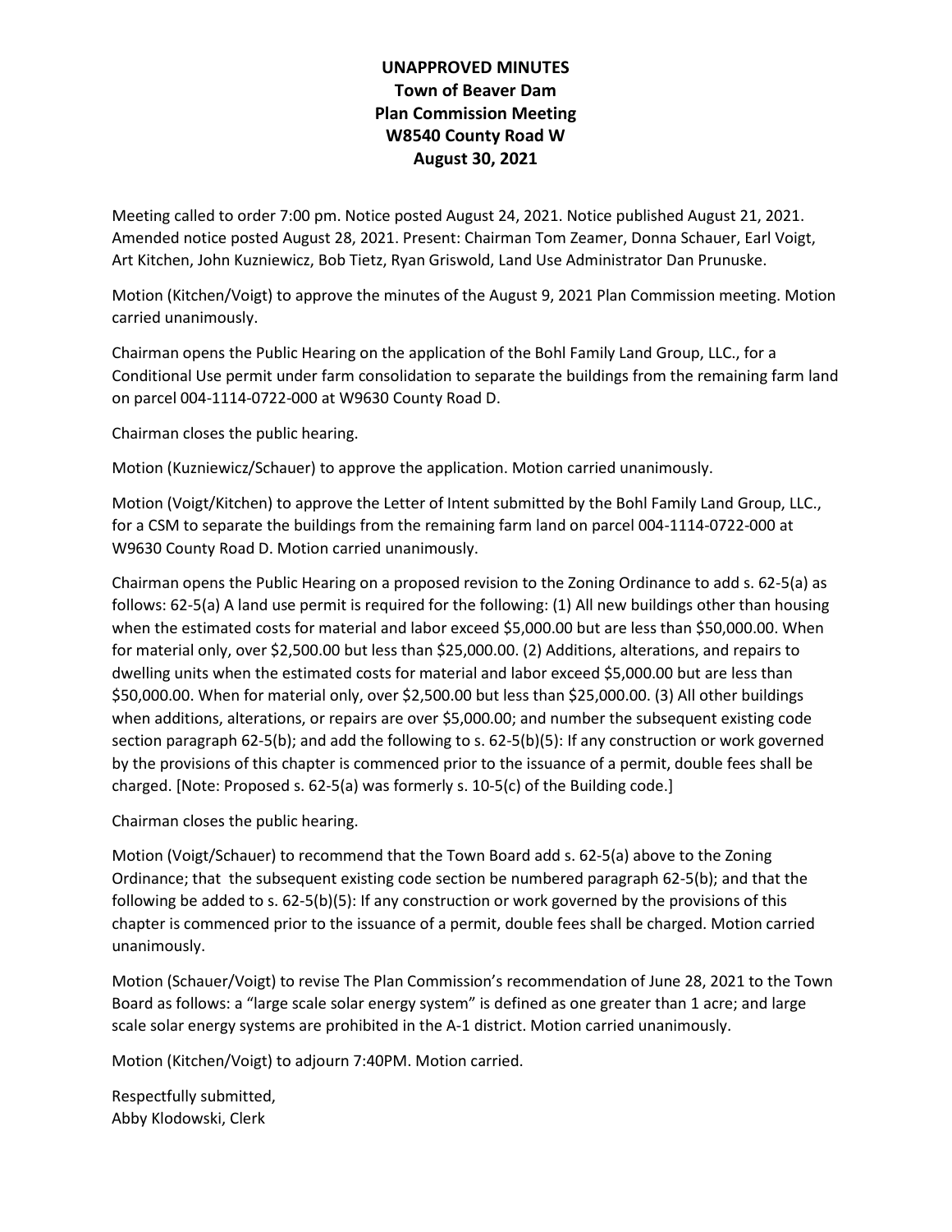**UNAPPROVED MINUTES**
**Town of Beaver Dam**
**Plan Commission Meeting**
**W8540 County Road W**
**August 30, 2021**

Meeting called to order 7:00 pm. Notice posted August 24, 2021. Notice published August 21, 2021. Amended notice posted August 28, 2021. Present: Chairman Tom Zeamer, Donna Schauer, Earl Voigt, Art Kitchen, John Kuzniewicz, Bob Tietz, Ryan Griswold, Land Use Administrator Dan Prunuske.

Motion (Kitchen/Voigt) to approve the minutes of the August 9, 2021 Plan Commission meeting. Motion carried unanimously.

Chairman opens the Public Hearing on the application of the Bohl Family Land Group, LLC., for a Conditional Use permit under farm consolidation to separate the buildings from the remaining farm land on parcel 004-1114-0722-000 at W9630 County Road D.

Chairman closes the public hearing.

Motion (Kuzniewicz/Schauer) to approve the application. Motion carried unanimously.

Motion (Voigt/Kitchen) to approve the Letter of Intent submitted by the Bohl Family Land Group, LLC., for a CSM to separate the buildings from the remaining farm land on parcel 004-1114-0722-000 at W9630 County Road D. Motion carried unanimously.

Chairman opens the Public Hearing on a proposed revision to the Zoning Ordinance to add s. 62-5(a) as follows: 62-5(a) A land use permit is required for the following: (1) All new buildings other than housing when the estimated costs for material and labor exceed $5,000.00 but are less than $50,000.00. When for material only, over $2,500.00 but less than $25,000.00. (2) Additions, alterations, and repairs to dwelling units when the estimated costs for material and labor exceed $5,000.00 but are less than $50,000.00. When for material only, over $2,500.00 but less than $25,000.00. (3) All other buildings when additions, alterations, or repairs are over $5,000.00; and number the subsequent existing code section paragraph 62-5(b); and add the following to s. 62-5(b)(5): If any construction or work governed by the provisions of this chapter is commenced prior to the issuance of a permit, double fees shall be charged. [Note: Proposed s. 62-5(a) was formerly s. 10-5(c) of the Building code.]

Chairman closes the public hearing.

Motion (Voigt/Schauer) to recommend that the Town Board add s. 62-5(a) above to the Zoning Ordinance; that the subsequent existing code section be numbered paragraph 62-5(b); and that the following be added to s. 62-5(b)(5): If any construction or work governed by the provisions of this chapter is commenced prior to the issuance of a permit, double fees shall be charged. Motion carried unanimously.

Motion (Schauer/Voigt) to revise The Plan Commission's recommendation of June 28, 2021 to the Town Board as follows: a "large scale solar energy system" is defined as one greater than 1 acre; and large scale solar energy systems are prohibited in the A-1 district. Motion carried unanimously.

Motion (Kitchen/Voigt) to adjourn 7:40PM. Motion carried.

Respectfully submitted,
Abby Klodowski, Clerk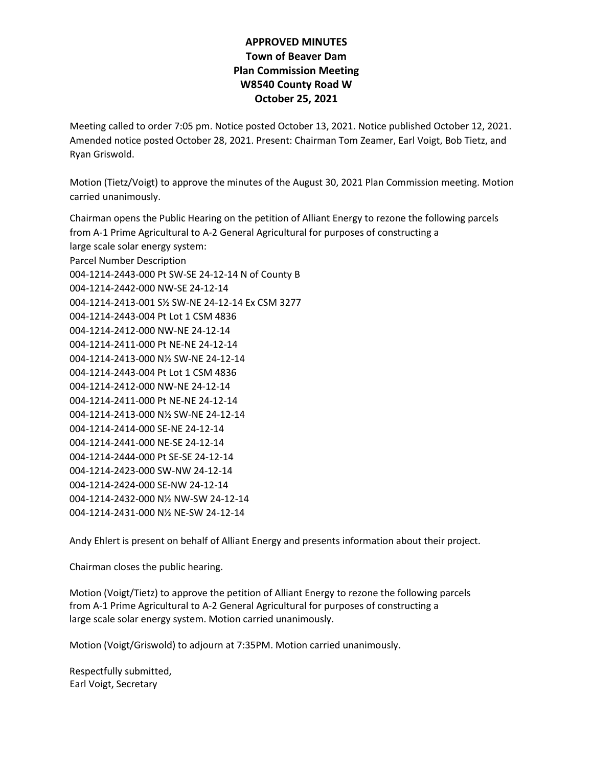# APPROVED MINUTES
## Town of Beaver Dam
## Plan Commission Meeting
## W8540 County Road W
## October 25, 2021

Meeting called to order 7:05 pm. Notice posted October 13, 2021. Notice published October 12, 2021. Amended notice posted October 28, 2021. Present: Chairman Tom Zeamer, Earl Voigt, Bob Tietz, and Ryan Griswold.

Motion (Tietz/Voigt) to approve the minutes of the August 30, 2021 Plan Commission meeting. Motion carried unanimously.

Chairman opens the Public Hearing on the petition of Alliant Energy to rezone the following parcels from A-1 Prime Agricultural to A-2 General Agricultural for purposes of constructing a large scale solar energy system:

Parcel Number Description
004-1214-2443-000 Pt SW-SE 24-12-14 N of County B
004-1214-2442-000 NW-SE 24-12-14
004-1214-2413-001 S½ SW-NE 24-12-14 Ex CSM 3277
004-1214-2443-004 Pt Lot 1 CSM 4836
004-1214-2412-000 NW-NE 24-12-14
004-1214-2411-000 Pt NE-NE 24-12-14
004-1214-2413-000 N½ SW-NE 24-12-14
004-1214-2443-004 Pt Lot 1 CSM 4836
004-1214-2412-000 NW-NE 24-12-14
004-1214-2411-000 Pt NE-NE 24-12-14
004-1214-2413-000 N½ SW-NE 24-12-14
004-1214-2414-000 SE-NE 24-12-14
004-1214-2441-000 NE-SE 24-12-14
004-1214-2444-000 Pt SE-SE 24-12-14
004-1214-2423-000 SW-NW 24-12-14
004-1214-2424-000 SE-NW 24-12-14
004-1214-2432-000 N½ NW-SW 24-12-14
004-1214-2431-000 N½ NE-SW 24-12-14

Andy Ehlert is present on behalf of Alliant Energy and presents information about their project.

Chairman closes the public hearing.

Motion (Voigt/Tietz) to approve the petition of Alliant Energy to rezone the following parcels from A-1 Prime Agricultural to A-2 General Agricultural for purposes of constructing a large scale solar energy system. Motion carried unanimously.

Motion (Voigt/Griswold) to adjourn at 7:35PM. Motion carried unanimously.

Respectfully submitted,
Earl Voigt, Secretary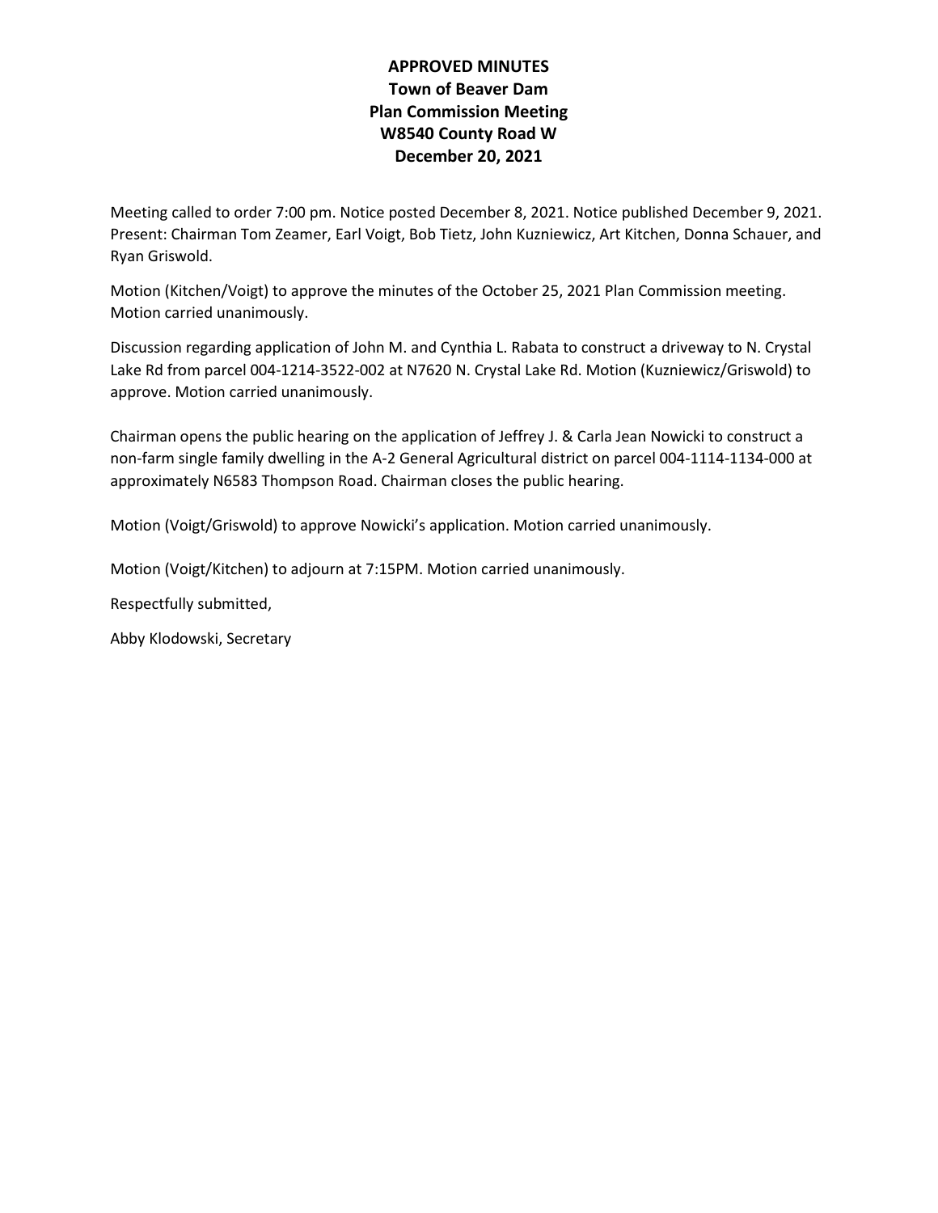**APPROVED MINUTES**
**Town of Beaver Dam**
**Plan Commission Meeting**
**W8540 County Road W**
**December 20, 2021**

Meeting called to order 7:00 pm. Notice posted December 8, 2021. Notice published December 9, 2021. Present: Chairman Tom Zeamer, Earl Voigt, Bob Tietz, John Kuzniewicz, Art Kitchen, Donna Schauer, and Ryan Griswold.

Motion (Kitchen/Voigt) to approve the minutes of the October 25, 2021 Plan Commission meeting. Motion carried unanimously.

Discussion regarding application of John M. and Cynthia L. Rabata to construct a driveway to N. Crystal Lake Rd from parcel 004-1214-3522-002 at N7620 N. Crystal Lake Rd. Motion (Kuzniewicz/Griswold) to approve. Motion carried unanimously.

Chairman opens the public hearing on the application of Jeffrey J. & Carla Jean Nowicki to construct a non-farm single family dwelling in the A-2 General Agricultural district on parcel 004-1114-1134-000 at approximately N6583 Thompson Road. Chairman closes the public hearing.

Motion (Voigt/Griswold) to approve Nowicki's application. Motion carried unanimously.

Motion (Voigt/Kitchen) to adjourn at 7:15PM. Motion carried unanimously.

Respectfully submitted,

Abby Klodowski, Secretary